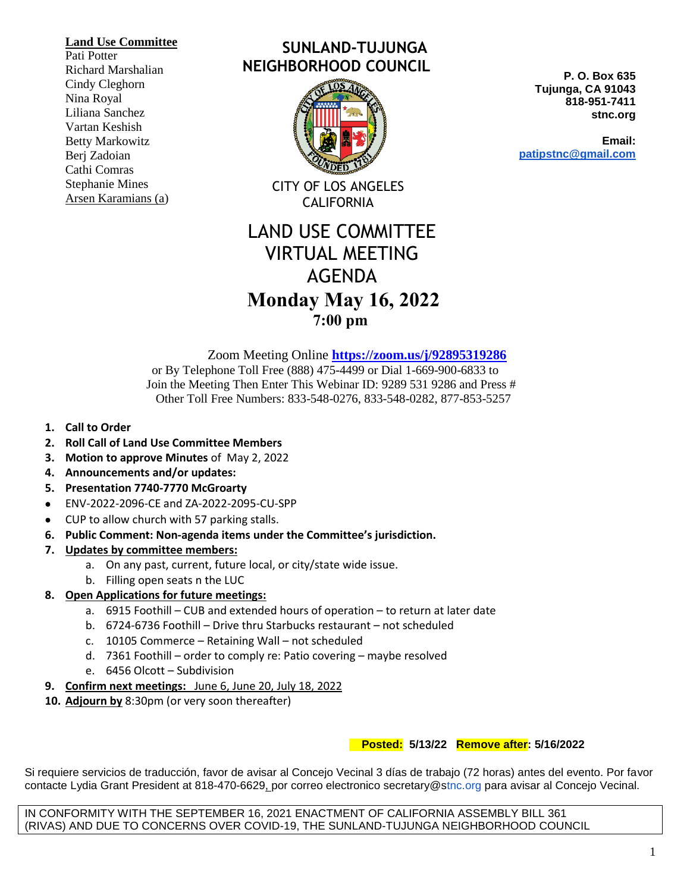**Land Use Committee**
Pati Potter
Richard Marshalian
Cindy Cleghorn
Nina Royal
Liliana Sanchez
Vartan Keshish
Betty Markowitz
Berj Zadoian
Cathi Comras
Stephanie Mines
Arsen Karamians (a)

# SUNLAND-TUJUNGA NEIGHBORHOOD COUNCIL

CITY OF LOS ANGELES
CALIFORNIA

**P. O. Box 635**
**Tujunga, CA 91043**
**818-951-7411**
**stnc.org**

**Email:**
**patipstnc@gmail.com**

# LAND USE COMMITTEE VIRTUAL MEETING AGENDA

## Monday May 16, 2022

### 7:00 pm

Zoom Meeting Online **https://zoom.us/j/92895319286**
or By Telephone Toll Free (888) 475-4499 or Dial 1-669-900-6833 to
Join the Meeting Then Enter This Webinar ID: 9289 531 9286 and Press #
Other Toll Free Numbers: 833-548-0276, 833-548-0282, 877-853-5257

1. **Call to Order**
2. **Roll Call of Land Use Committee Members**
3. **Motion to approve Minutes** of May 2, 2022
4. **Announcements and/or updates:**
5. **Presentation 7740-7770 McGroarty**
   - ENV-2022-2096-CE and ZA-2022-2095-CU-SPP
   - CUP to allow church with 57 parking stalls.
6. **Public Comment: Non-agenda items under the Committee's jurisdiction.**
7. **Updates by committee members:**
   a. On any past, current, future local, or city/state wide issue.
   b. Filling open seats n the LUC
8. **Open Applications for future meetings:**
   a. 6915 Foothill – CUB and extended hours of operation – to return at later date
   b. 6724-6736 Foothill – Drive thru Starbucks restaurant – not scheduled
   c. 10105 Commerce – Retaining Wall – not scheduled
   d. 7361 Foothill – order to comply re: Patio covering – maybe resolved
   e. 6456 Olcott – Subdivision
9. **Confirm next meetings:** June 6, June 20, July 18, 2022
10. **Adjourn by** 8:30pm (or very soon thereafter)

**Posted:** **5/13/22** **Remove after: 5/16/2022**

Si requiere servicios de traducción, favor de avisar al Concejo Vecinal 3 días de trabajo (72 horas) antes del evento. Por favor contacte Lydia Grant President at 818-470-6629, por correo electronico secretary@stnc.org para avisar al Concejo Vecinal.

IN CONFORMITY WITH THE SEPTEMBER 16, 2021 ENACTMENT OF CALIFORNIA ASSEMBLY BILL 361 (RIVAS) AND DUE TO CONCERNS OVER COVID-19, THE SUNLAND-TUJUNGA NEIGHBORHOOD COUNCIL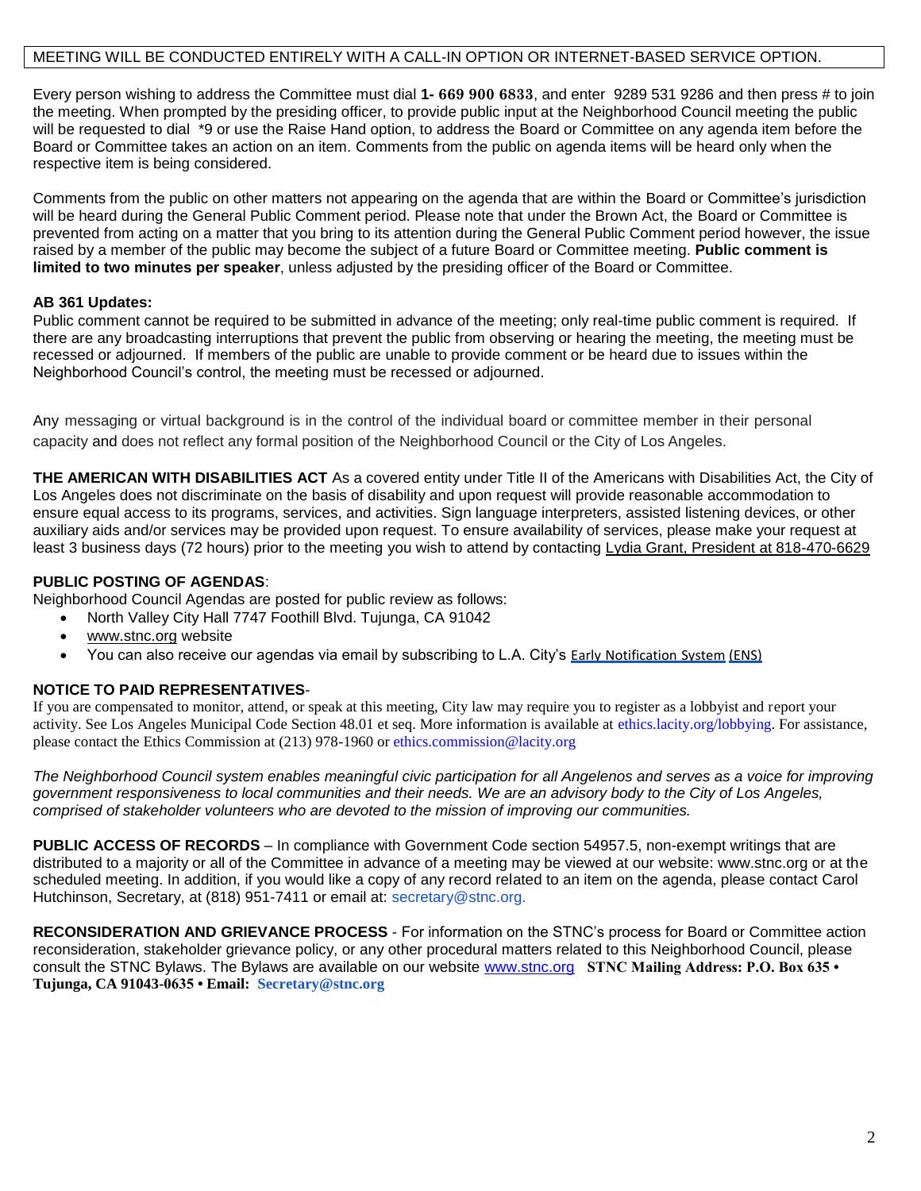MEETING WILL BE CONDUCTED ENTIRELY WITH A CALL-IN OPTION OR INTERNET-BASED SERVICE OPTION.

Every person wishing to address the Committee must dial **1- 669 900 6833**, and enter 9289 531 9286 and then press # to join the meeting. When prompted by the presiding officer, to provide public input at the Neighborhood Council meeting the public will be requested to dial *9 or use the Raise Hand option, to address the Board or Committee on any agenda item before the Board or Committee takes an action on an item. Comments from the public on agenda items will be heard only when the respective item is being considered.

Comments from the public on other matters not appearing on the agenda that are within the Board or Committee's jurisdiction will be heard during the General Public Comment period. Please note that under the Brown Act, the Board or Committee is prevented from acting on a matter that you bring to its attention during the General Public Comment period however, the issue raised by a member of the public may become the subject of a future Board or Committee meeting. **Public comment is limited to two minutes per speaker**, unless adjusted by the presiding officer of the Board or Committee.

**AB 361 Updates:**
Public comment cannot be required to be submitted in advance of the meeting; only real-time public comment is required. If there are any broadcasting interruptions that prevent the public from observing or hearing the meeting, the meeting must be recessed or adjourned. If members of the public are unable to provide comment or be heard due to issues within the Neighborhood Council's control, the meeting must be recessed or adjourned.

Any messaging or virtual background is in the control of the individual board or committee member in their personal capacity and does not reflect any formal position of the Neighborhood Council or the City of Los Angeles.

**THE AMERICAN WITH DISABILITIES ACT** As a covered entity under Title II of the Americans with Disabilities Act, the City of Los Angeles does not discriminate on the basis of disability and upon request will provide reasonable accommodation to ensure equal access to its programs, services, and activities. Sign language interpreters, assisted listening devices, or other auxiliary aids and/or services may be provided upon request. To ensure availability of services, please make your request at least 3 business days (72 hours) prior to the meeting you wish to attend by contacting Lydia Grant, President at 818-470-6629

**PUBLIC POSTING OF AGENDAS**:
Neighborhood Council Agendas are posted for public review as follows:

- North Valley City Hall 7747 Foothill Blvd. Tujunga, CA 91042
- www.stnc.org website
- You can also receive our agendas via email by subscribing to L.A. City's Early Notification System (ENS)

**NOTICE TO PAID REPRESENTATIVES**-
If you are compensated to monitor, attend, or speak at this meeting, City law may require you to register as a lobbyist and report your activity. See Los Angeles Municipal Code Section 48.01 et seq. More information is available at ethics.lacity.org/lobbying. For assistance, please contact the Ethics Commission at (213) 978-1960 or ethics.commission@lacity.org

*The Neighborhood Council system enables meaningful civic participation for all Angelenos and serves as a voice for improving government responsiveness to local communities and their needs. We are an advisory body to the City of Los Angeles, comprised of stakeholder volunteers who are devoted to the mission of improving our communities.*

**PUBLIC ACCESS OF RECORDS** – In compliance with Government Code section 54957.5, non-exempt writings that are distributed to a majority or all of the Committee in advance of a meeting may be viewed at our website: www.stnc.org or at the scheduled meeting. In addition, if you would like a copy of any record related to an item on the agenda, please contact Carol Hutchinson, Secretary, at (818) 951-7411 or email at: secretary@stnc.org.

**RECONSIDERATION AND GRIEVANCE PROCESS** - For information on the STNC's process for Board or Committee action reconsideration, stakeholder grievance policy, or any other procedural matters related to this Neighborhood Council, please consult the STNC Bylaws. The Bylaws are available on our website www.stnc.org **STNC Mailing Address: P.O. Box 635 • Tujunga, CA 91043-0635 • Email: Secretary@stnc.org**